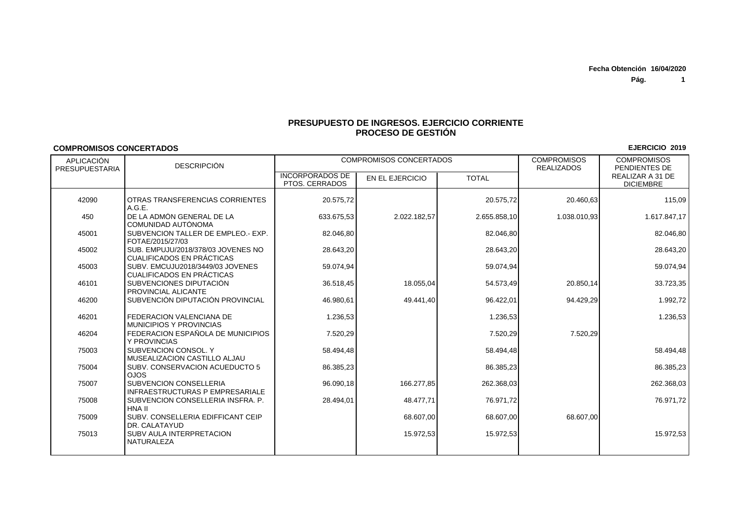Fecha Obtención 16/04/2020

# PRESUPUESTO DE INGRESOS. EJERCICIO CORRIENTE
## PROCESO DE GESTIÓN

**COMPROMISOS CONCERTADOS** **EJERCICIO 2019**

| APLICACIÓN PRESUPUESTARIA | DESCRIPCIÓN | COMPROMISOS CONCERTADOS | | | COMPROMISOS REALIZADOS | COMPROMISOS PENDIENTES DE REALIZAR A 31 DE DICIEMBRE |
|---|---|---|---|---|---|---|
| | | INCORPORADOS DE PTOS. CERRADOS | EN EL EJERCICIO | TOTAL | | |
| 42090 | OTRAS TRANSFERENCIAS CORRIENTES A.G.E. | 20.575,72 | | 20.575,72 | 20.460,63 | 115,09 |
| 450 | DE LA ADMÓN GENERAL DE LA COMUNIDAD AUTÓNOMA | 633.675,53 | 2.022.182,57 | 2.655.858,10 | 1.038.010,93 | 1.617.847,17 |
| 45001 | SUBVENCION TALLER DE EMPLEO.- EXP. FOTAE/2015/27/03 | 82.046,80 | | 82.046,80 | | 82.046,80 |
| 45002 | SUB. EMPUJU/2018/378/03 JOVENES NO CUALIFICADOS EN PRÁCTICAS | 28.643,20 | | 28.643,20 | | 28.643,20 |
| 45003 | SUBV. EMCUJU2018/3449/03 JOVENES CUALIFICADOS EN PRÁCTICAS | 59.074,94 | | 59.074,94 | | 59.074,94 |
| 46101 | SUBVENCIONES DIPUTACIÓN PROVINCIAL ALICANTE | 36.518,45 | 18.055,04 | 54.573,49 | 20.850,14 | 33.723,35 |
| 46200 | SUBVENCIÓN DIPUTACIÓN PROVINCIAL | 46.980,61 | 49.441,40 | 96.422,01 | 94.429,29 | 1.992,72 |
| 46201 | FEDERACION VALENCIANA DE MUNICIPIOS Y PROVINCIAS | 1.236,53 | | 1.236,53 | | 1.236,53 |
| 46204 | FEDERACION ESPAÑOLA DE MUNICIPIOS Y PROVINCIAS | 7.520,29 | | 7.520,29 | 7.520,29 | |
| 75003 | SUBVENCION CONSOL. Y MUSEALIZACION CASTILLO ALJAU | 58.494,48 | | 58.494,48 | | 58.494,48 |
| 75004 | SUBV. CONSERVACION ACUEDUCTO 5 OJOS | 86.385,23 | | 86.385,23 | | 86.385,23 |
| 75007 | SUBVENCION CONSELLERIA INFRAESTRUCTURAS P EMPRESARIALE | 96.090,18 | 166.277,85 | 262.368,03 | | 262.368,03 |
| 75008 | SUBVENCION CONSELLERIA INSFRA. P. HNA II | 28.494,01 | 48.477,71 | 76.971,72 | | 76.971,72 |
| 75009 | SUBV. CONSELLERIA EDIFFICANT CEIP DR. CALATAYUD | | 68.607,00 | 68.607,00 | 68.607,00 | |
| 75013 | SUBV AULA INTERPRETACION NATURALEZA | | 15.972,53 | 15.972,53 | | 15.972,53 |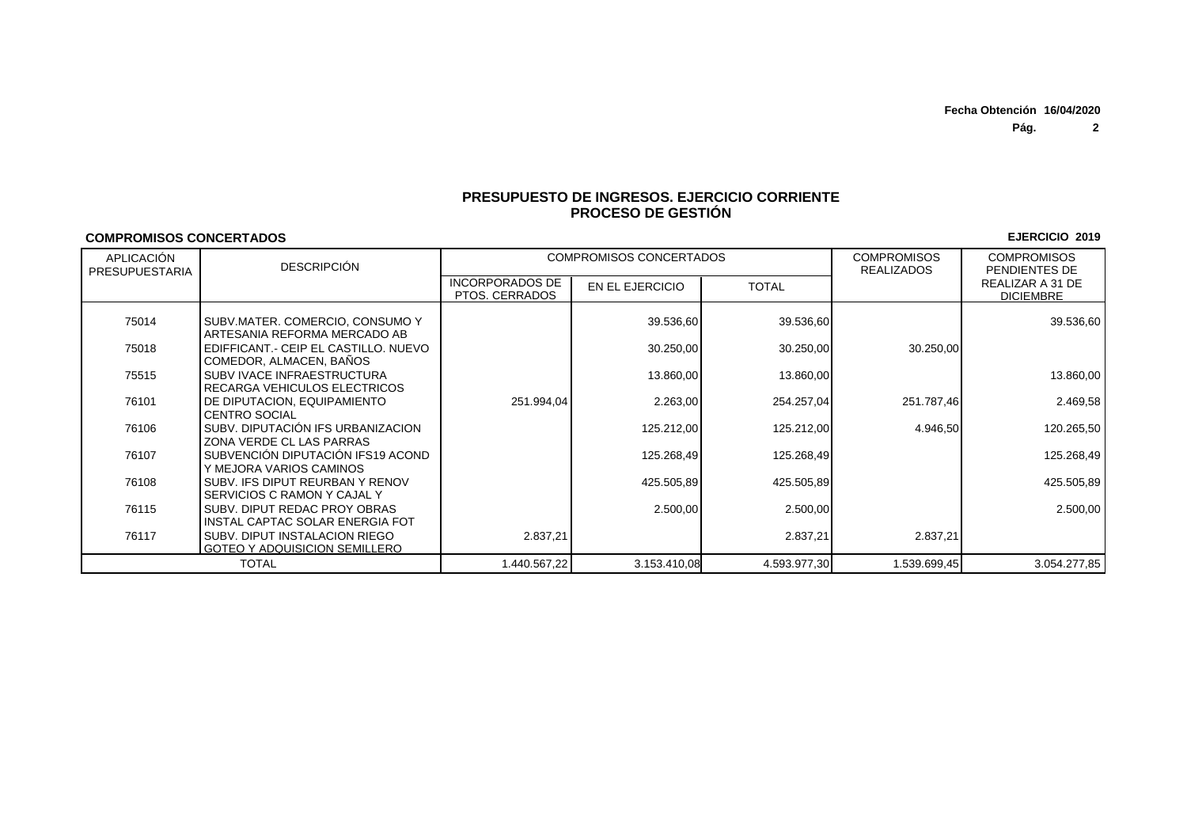# PRESUPUESTO DE INGRESOS. EJERCICIO CORRIENTE
## PROCESO DE GESTIÓN

**COMPROMISOS CONCERTADOS** **EJERCICIO 2019**

| APLICACIÓN PRESUPUESTARIA | DESCRIPCIÓN | COMPROMISOS CONCERTADOS | | | COMPROMISOS REALIZADOS | COMPROMISOS PENDIENTES DE REALIZAR A 31 DE DICIEMBRE |
|---|---|---|---|---|---|---|
| | | INCORPORADOS DE PTOS. CERRADOS | EN EL EJERCICIO | TOTAL | | |
| 75014 | SUBV.MATER. COMERCIO, CONSUMO Y ARTESANIA REFORMA MERCADO AB | | 39.536,60 | 39.536,60 | | 39.536,60 |
| 75018 | EDIFFICANT.- CEIP EL CASTILLO. NUEVO COMEDOR, ALMACEN, BAÑOS | | 30.250,00 | 30.250,00 | 30.250,00 | |
| 75515 | SUBV IVACE INFRAESTRUCTURA RECARGA VEHICULOS ELECTRICOS | | 13.860,00 | 13.860,00 | | 13.860,00 |
| 76101 | DE DIPUTACION, EQUIPAMIENTO CENTRO SOCIAL | 251.994,04 | 2.263,00 | 254.257,04 | 251.787,46 | 2.469,58 |
| 76106 | SUBV. DIPUTACIÓN IFS URBANIZACION ZONA VERDE CL LAS PARRAS | | 125.212,00 | 125.212,00 | 4.946,50 | 120.265,50 |
| 76107 | SUBVENCIÓN DIPUTACIÓN IFS19 ACOND Y MEJORA VARIOS CAMINOS | | 125.268,49 | 125.268,49 | | 125.268,49 |
| 76108 | SUBV. IFS DIPUT REURBAN Y RENOV SERVICIOS C RAMON Y CAJAL Y | | 425.505,89 | 425.505,89 | | 425.505,89 |
| 76115 | SUBV. DIPUT REDAC PROY OBRAS INSTAL CAPTAC SOLAR ENERGIA FOT | | 2.500,00 | 2.500,00 | | 2.500,00 |
| 76117 | SUBV. DIPUT INSTALACION RIEGO GOTEO Y ADQUISICION SEMILLERO | 2.837,21 | | 2.837,21 | 2.837,21 | |
| TOTAL | | 1.440.567,22 | 3.153.410,08 | 4.593.977,30 | 1.539.699,45 | 3.054.277,85 |